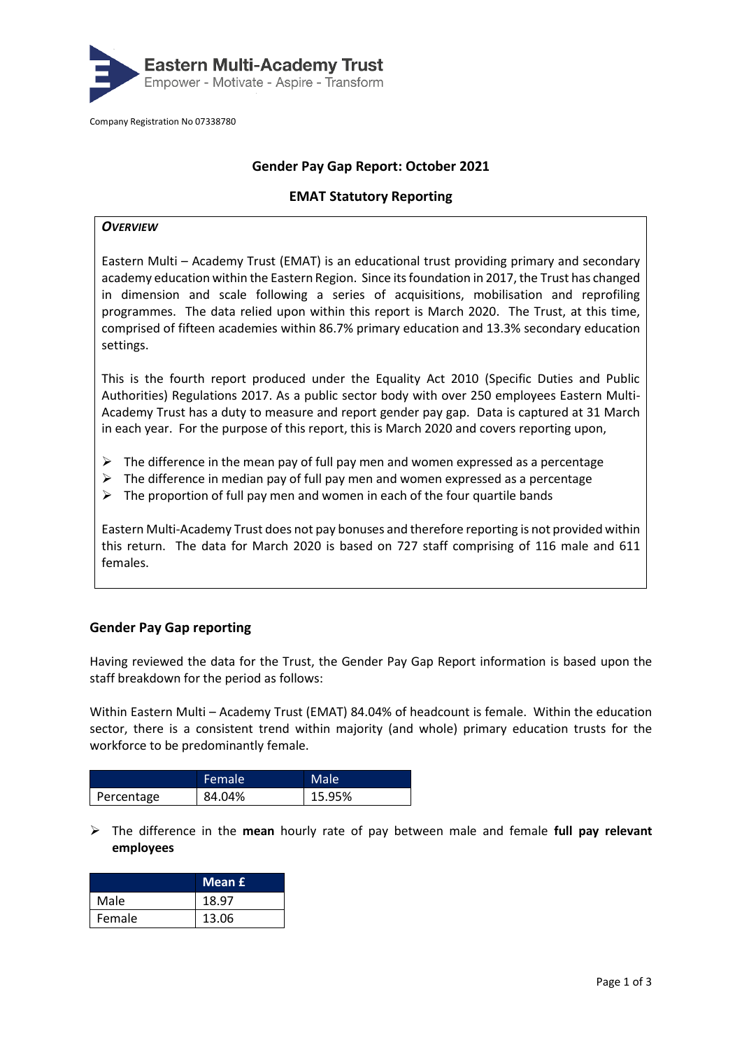**Eastern Multi-Academy Trust**
Empower - Motivate - Aspire - Transform

Company Registration No 07338780

## Gender Pay Gap Report: October 2021

### EMAT Statutory Reporting

***OVERVIEW***

Eastern Multi – Academy Trust (EMAT) is an educational trust providing primary and secondary academy education within the Eastern Region. Since its foundation in 2017, the Trust has changed in dimension and scale following a series of acquisitions, mobilisation and reprofiling programmes. The data relied upon within this report is March 2020. The Trust, at this time, comprised of fifteen academies within 86.7% primary education and 13.3% secondary education settings.

This is the fourth report produced under the Equality Act 2010 (Specific Duties and Public Authorities) Regulations 2017. As a public sector body with over 250 employees Eastern Multi-Academy Trust has a duty to measure and report gender pay gap. Data is captured at 31 March in each year. For the purpose of this report, this is March 2020 and covers reporting upon,

- The difference in the mean pay of full pay men and women expressed as a percentage
- The difference in median pay of full pay men and women expressed as a percentage
- The proportion of full pay men and women in each of the four quartile bands

Eastern Multi-Academy Trust does not pay bonuses and therefore reporting is not provided within this return. The data for March 2020 is based on 727 staff comprising of 116 male and 611 females.

### Gender Pay Gap reporting

Having reviewed the data for the Trust, the Gender Pay Gap Report information is based upon the staff breakdown for the period as follows:

Within Eastern Multi – Academy Trust (EMAT) 84.04% of headcount is female. Within the education sector, there is a consistent trend within majority (and whole) primary education trusts for the workforce to be predominantly female.

| | Female | Male |
|---|---|---|
| Percentage | 84.04% | 15.95% |

- The difference in the **mean** hourly rate of pay between male and female **full pay relevant employees**

| | Mean £ |
|---|---|
| Male | 18.97 |
| Female | 13.06 |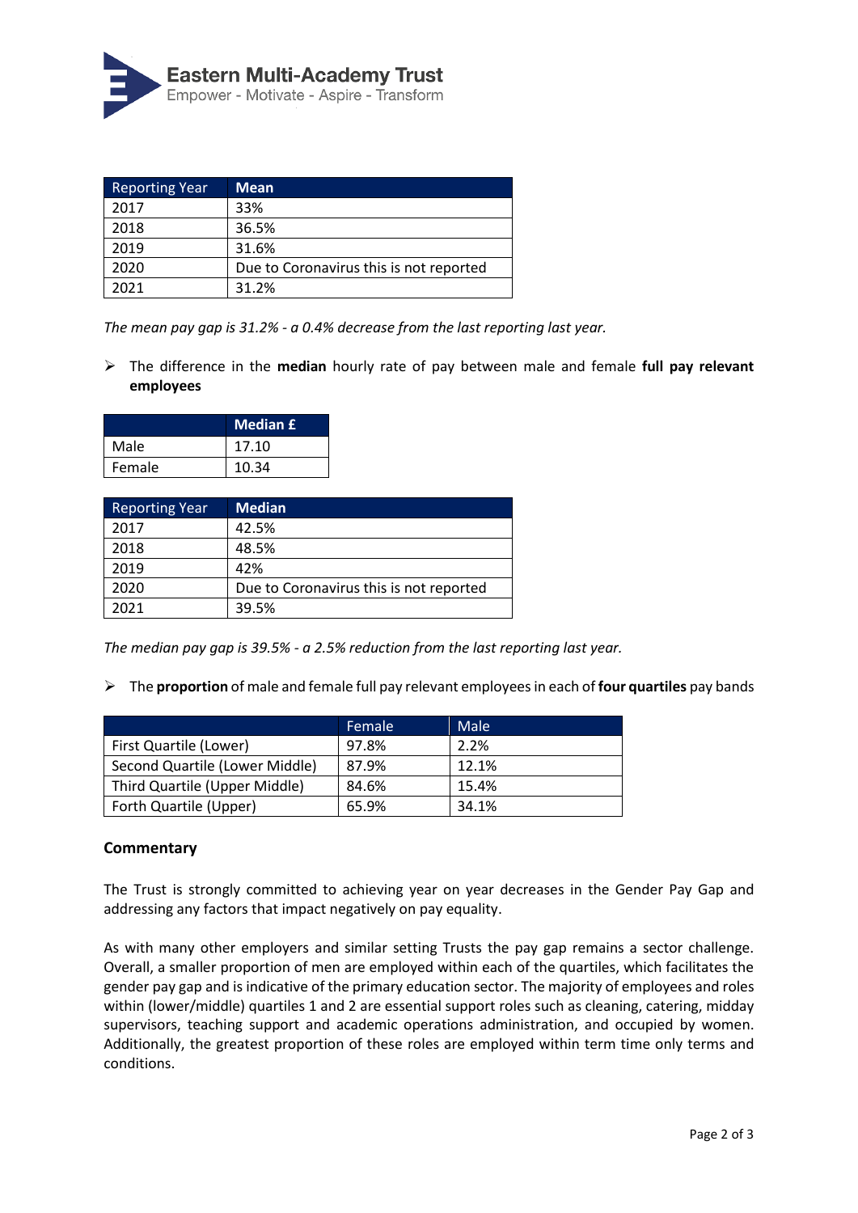| Reporting Year | Mean |
| --- | --- |
| 2017 | 33% |
| 2018 | 36.5% |
| 2019 | 31.6% |
| 2020 | Due to Coronavirus this is not reported |
| 2021 | 31.2% |

*The mean pay gap is 31.2% - a 0.4% decrease from the last reporting last year.*

- The difference in the **median** hourly rate of pay between male and female **full pay relevant employees**

| | Median £ |
| --- | --- |
| Male | 17.10 |
| Female | 10.34 |

| Reporting Year | Median |
| --- | --- |
| 2017 | 42.5% |
| 2018 | 48.5% |
| 2019 | 42% |
| 2020 | Due to Coronavirus this is not reported |
| 2021 | 39.5% |

*The median pay gap is 39.5% - a 2.5% reduction from the last reporting last year.*

- The **proportion** of male and female full pay relevant employees in each of **four quartiles** pay bands

| | Female | Male |
| --- | --- | --- |
| First Quartile (Lower) | 97.8% | 2.2% |
| Second Quartile (Lower Middle) | 87.9% | 12.1% |
| Third Quartile (Upper Middle) | 84.6% | 15.4% |
| Forth Quartile (Upper) | 65.9% | 34.1% |

**Commentary**

The Trust is strongly committed to achieving year on year decreases in the Gender Pay Gap and addressing any factors that impact negatively on pay equality.

As with many other employers and similar setting Trusts the pay gap remains a sector challenge. Overall, a smaller proportion of men are employed within each of the quartiles, which facilitates the gender pay gap and is indicative of the primary education sector. The majority of employees and roles within (lower/middle) quartiles 1 and 2 are essential support roles such as cleaning, catering, midday supervisors, teaching support and academic operations administration, and occupied by women. Additionally, the greatest proportion of these roles are employed within term time only terms and conditions.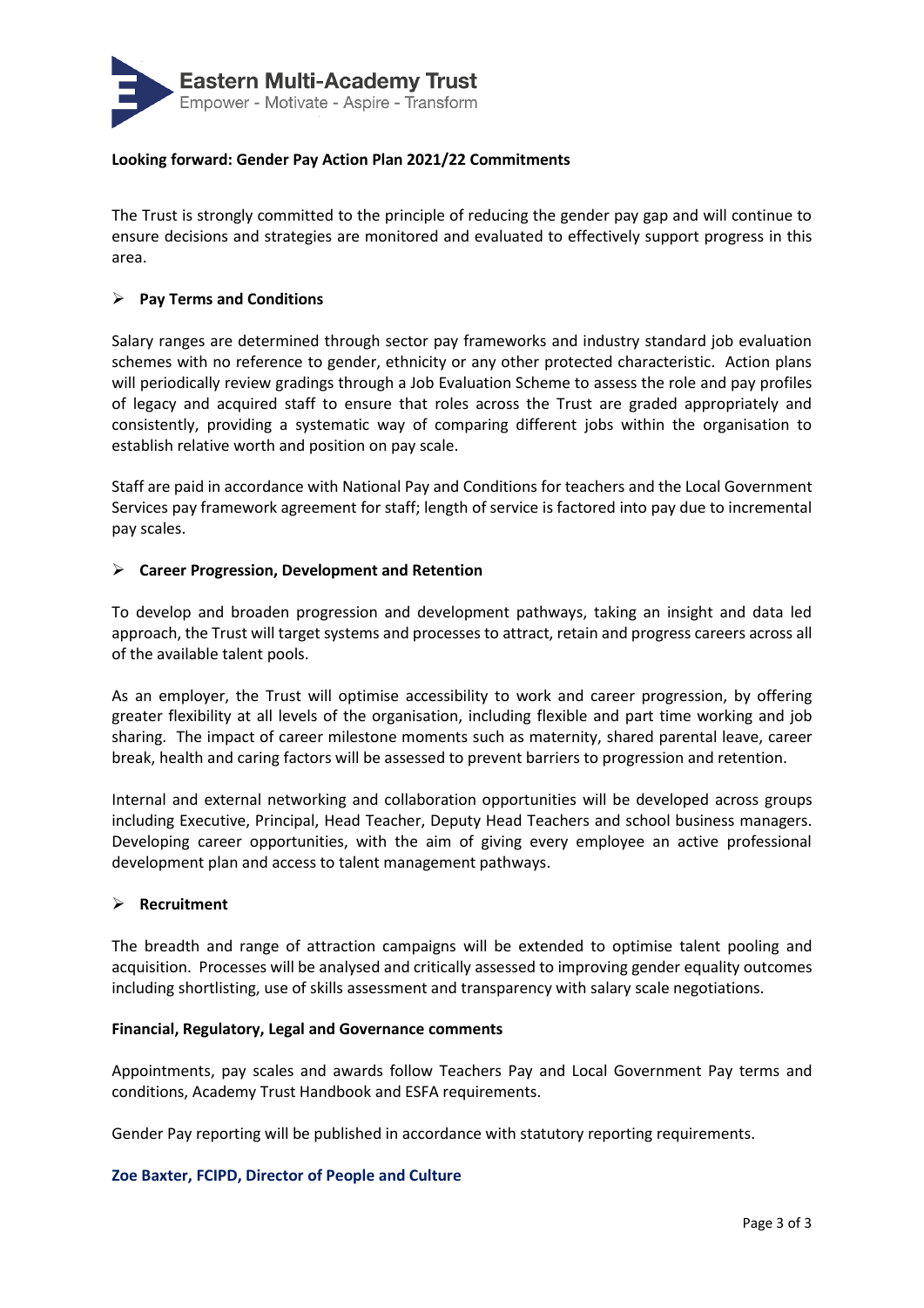Eastern Multi-Academy Trust
Empower - Motivate - Aspire - Transform

**Looking forward: Gender Pay Action Plan 2021/22 Commitments**

The Trust is strongly committed to the principle of reducing the gender pay gap and will continue to ensure decisions and strategies are monitored and evaluated to effectively support progress in this area.

- **Pay Terms and Conditions**

Salary ranges are determined through sector pay frameworks and industry standard job evaluation schemes with no reference to gender, ethnicity or any other protected characteristic. Action plans will periodically review gradings through a Job Evaluation Scheme to assess the role and pay profiles of legacy and acquired staff to ensure that roles across the Trust are graded appropriately and consistently, providing a systematic way of comparing different jobs within the organisation to establish relative worth and position on pay scale.

Staff are paid in accordance with National Pay and Conditions for teachers and the Local Government Services pay framework agreement for staff; length of service is factored into pay due to incremental pay scales.

- **Career Progression, Development and Retention**

To develop and broaden progression and development pathways, taking an insight and data led approach, the Trust will target systems and processes to attract, retain and progress careers across all of the available talent pools.

As an employer, the Trust will optimise accessibility to work and career progression, by offering greater flexibility at all levels of the organisation, including flexible and part time working and job sharing. The impact of career milestone moments such as maternity, shared parental leave, career break, health and caring factors will be assessed to prevent barriers to progression and retention.

Internal and external networking and collaboration opportunities will be developed across groups including Executive, Principal, Head Teacher, Deputy Head Teachers and school business managers. Developing career opportunities, with the aim of giving every employee an active professional development plan and access to talent management pathways.

- **Recruitment**

The breadth and range of attraction campaigns will be extended to optimise talent pooling and acquisition. Processes will be analysed and critically assessed to improving gender equality outcomes including shortlisting, use of skills assessment and transparency with salary scale negotiations.

**Financial, Regulatory, Legal and Governance comments**

Appointments, pay scales and awards follow Teachers Pay and Local Government Pay terms and conditions, Academy Trust Handbook and ESFA requirements.

Gender Pay reporting will be published in accordance with statutory reporting requirements.

**Zoe Baxter, FCIPD, Director of People and Culture**